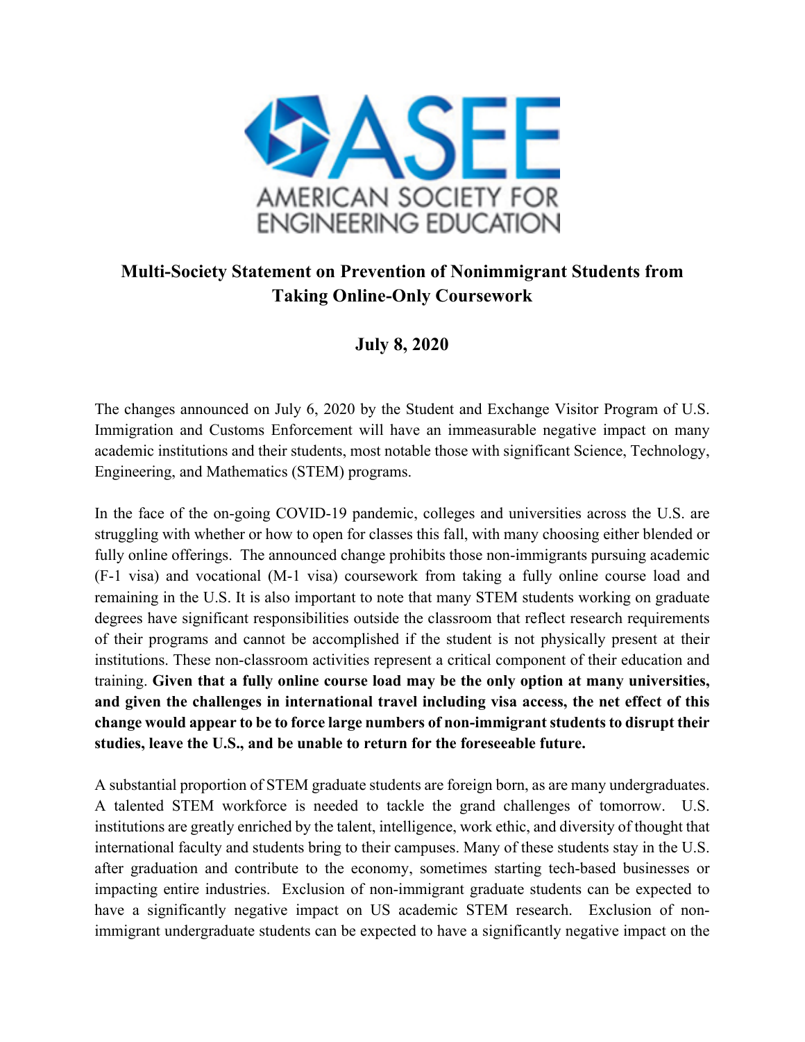ASEE

AMERICAN SOCIETY FOR ENGINEERING EDUCATION

# Multi-Society Statement on Prevention of Nonimmigrant Students from Taking Online-Only Coursework

## July 8, 2020

The changes announced on July 6, 2020 by the Student and Exchange Visitor Program of U.S. Immigration and Customs Enforcement will have an immeasurable negative impact on many academic institutions and their students, most notable those with significant Science, Technology, Engineering, and Mathematics (STEM) programs.

In the face of the on-going COVID-19 pandemic, colleges and universities across the U.S. are struggling with whether or how to open for classes this fall, with many choosing either blended or fully online offerings. The announced change prohibits those non-immigrants pursuing academic (F-1 visa) and vocational (M-1 visa) coursework from taking a fully online course load and remaining in the U.S. It is also important to note that many STEM students working on graduate degrees have significant responsibilities outside the classroom that reflect research requirements of their programs and cannot be accomplished if the student is not physically present at their institutions. These non-classroom activities represent a critical component of their education and training. **Given that a fully online course load may be the only option at many universities, and given the challenges in international travel including visa access, the net effect of this change would appear to be to force large numbers of non-immigrant students to disrupt their studies, leave the U.S., and be unable to return for the foreseeable future.**

A substantial proportion of STEM graduate students are foreign born, as are many undergraduates. A talented STEM workforce is needed to tackle the grand challenges of tomorrow. U.S. institutions are greatly enriched by the talent, intelligence, work ethic, and diversity of thought that international faculty and students bring to their campuses. Many of these students stay in the U.S. after graduation and contribute to the economy, sometimes starting tech-based businesses or impacting entire industries. Exclusion of non-immigrant graduate students can be expected to have a significantly negative impact on US academic STEM research. Exclusion of non-immigrant undergraduate students can be expected to have a significantly negative impact on the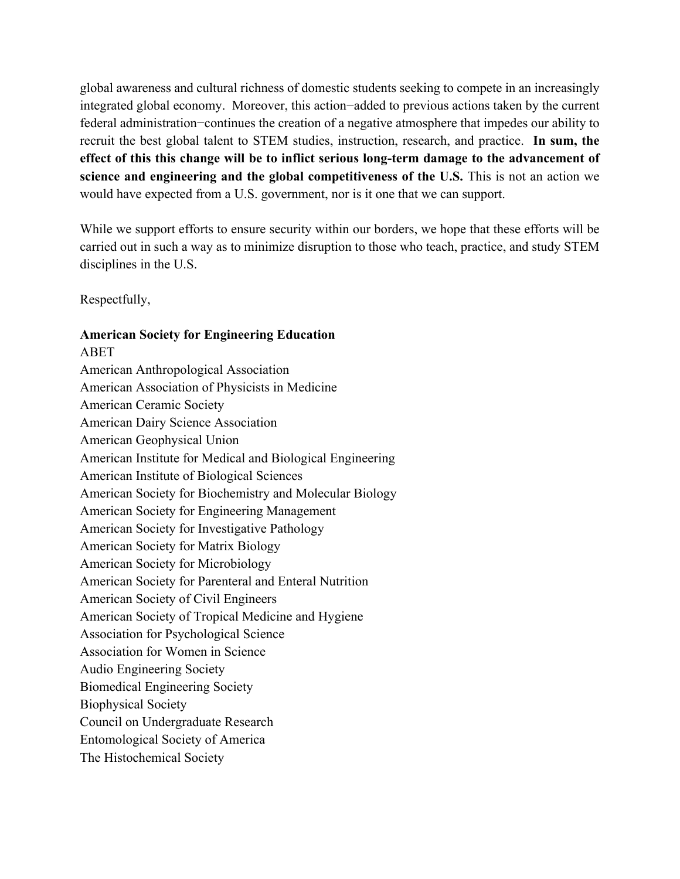global awareness and cultural richness of domestic students seeking to compete in an increasingly integrated global economy. Moreover, this action−added to previous actions taken by the current federal administration−continues the creation of a negative atmosphere that impedes our ability to recruit the best global talent to STEM studies, instruction, research, and practice. **In sum, the effect of this this change will be to inflict serious long-term damage to the advancement of science and engineering and the global competitiveness of the U.S.** This is not an action we would have expected from a U.S. government, nor is it one that we can support.

While we support efforts to ensure security within our borders, we hope that these efforts will be carried out in such a way as to minimize disruption to those who teach, practice, and study STEM disciplines in the U.S.

Respectfully,

**American Society for Engineering Education**  
ABET  
American Anthropological Association  
American Association of Physicists in Medicine  
American Ceramic Society  
American Dairy Science Association  
American Geophysical Union  
American Institute for Medical and Biological Engineering  
American Institute of Biological Sciences  
American Society for Biochemistry and Molecular Biology  
American Society for Engineering Management  
American Society for Investigative Pathology  
American Society for Matrix Biology  
American Society for Microbiology  
American Society for Parenteral and Enteral Nutrition  
American Society of Civil Engineers  
American Society of Tropical Medicine and Hygiene  
Association for Psychological Science  
Association for Women in Science  
Audio Engineering Society  
Biomedical Engineering Society  
Biophysical Society  
Council on Undergraduate Research  
Entomological Society of America  
The Histochemical Society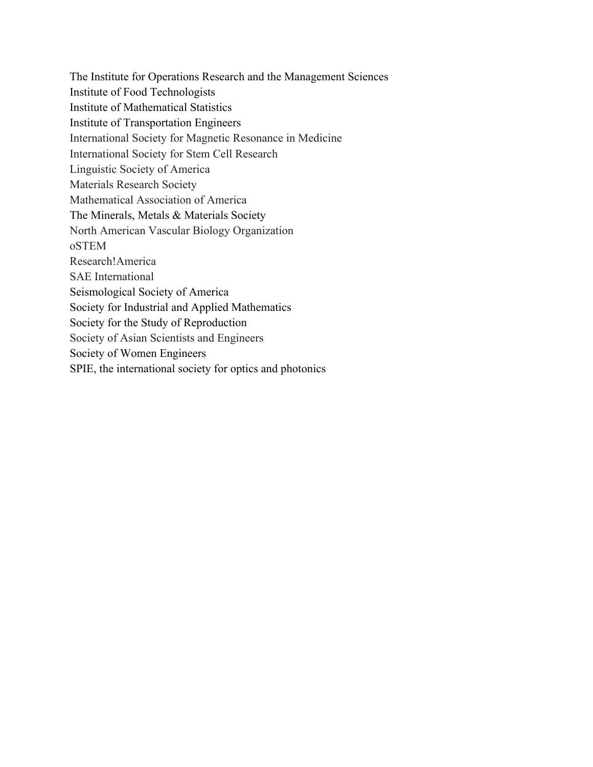The Institute for Operations Research and the Management Sciences
Institute of Food Technologists
Institute of Mathematical Statistics
Institute of Transportation Engineers
International Society for Magnetic Resonance in Medicine
International Society for Stem Cell Research
Linguistic Society of America
Materials Research Society
Mathematical Association of America
The Minerals, Metals & Materials Society
North American Vascular Biology Organization
oSTEM
Research!America
SAE International
Seismological Society of America
Society for Industrial and Applied Mathematics
Society for the Study of Reproduction
Society of Asian Scientists and Engineers
Society of Women Engineers
SPIE, the international society for optics and photonics